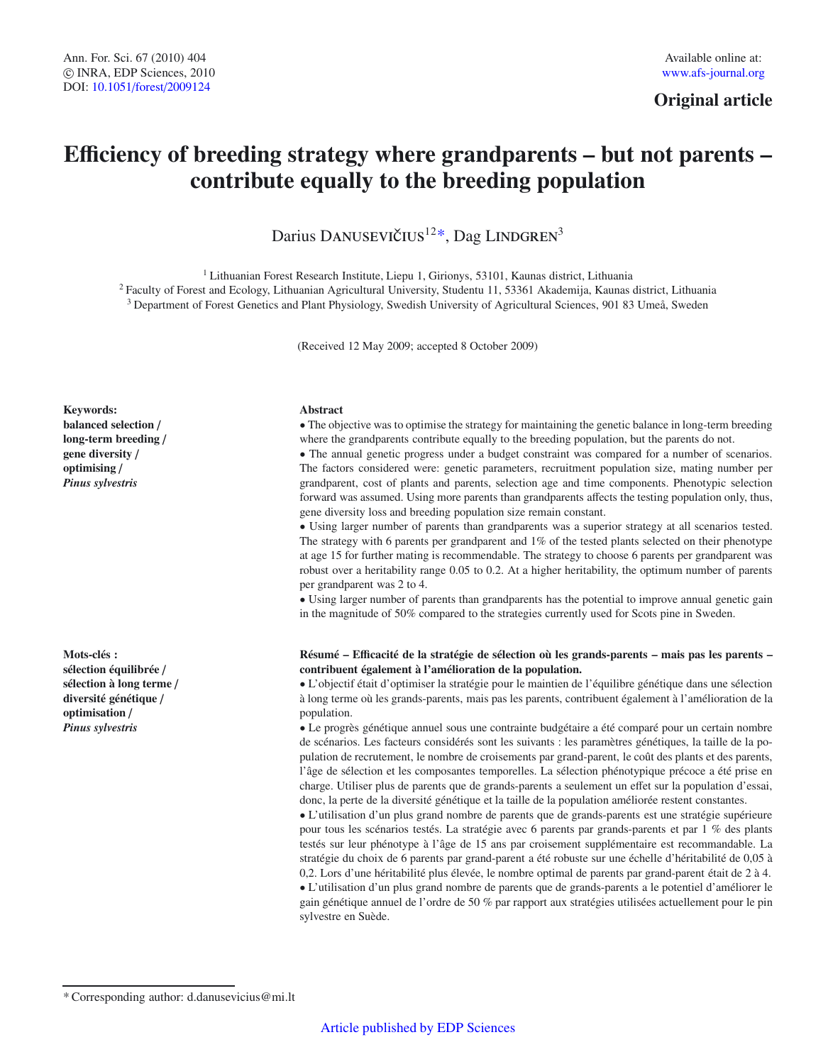Ann. For. Sci. 67 (2010) 404
© INRA, EDP Sciences, 2010
DOI: 10.1051/forest/2009124

Available online at: www.afs-journal.org

**Original article**

# Efficiency of breeding strategy where grandparents – but not parents – contribute equally to the breeding population

Darius Danusevičius[12*], Dag Lindgren[3]

[1] Lithuanian Forest Research Institute, Liepu 1, Girionys, 53101, Kaunas district, Lithuania
[2] Faculty of Forest and Ecology, Lithuanian Agricultural University, Studentu 11, 53361 Akademija, Kaunas district, Lithuania
[3] Department of Forest Genetics and Plant Physiology, Swedish University of Agricultural Sciences, 901 83 Umeå, Sweden

(Received 12 May 2009; accepted 8 October 2009)

**Keywords:**
**balanced selection /**
**long-term breeding /**
**gene diversity /**
**optimising /**
***Pinus sylvestris***

**Abstract**

• The objective was to optimise the strategy for maintaining the genetic balance in long-term breeding where the grandparents contribute equally to the breeding population, but the parents do not.

• The annual genetic progress under a budget constraint was compared for a number of scenarios. The factors considered were: genetic parameters, recruitment population size, mating number per grandparent, cost of plants and parents, selection age and time components. Phenotypic selection forward was assumed. Using more parents than grandparents affects the testing population only, thus, gene diversity loss and breeding population size remain constant.

• Using larger number of parents than grandparents was a superior strategy at all scenarios tested. The strategy with 6 parents per grandparent and 1% of the tested plants selected on their phenotype at age 15 for further mating is recommendable. The strategy to choose 6 parents per grandparent was robust over a heritability range 0.05 to 0.2. At a higher heritability, the optimum number of parents per grandparent was 2 to 4.

• Using larger number of parents than grandparents has the potential to improve annual genetic gain in the magnitude of 50% compared to the strategies currently used for Scots pine in Sweden.

**Mots-clés :**
**sélection équilibrée /**
**sélection à long terme /**
**diversité génétique /**
**optimisation /**
***Pinus sylvestris***

**Résumé – Efficacité de la stratégie de sélection où les grands-parents – mais pas les parents – contribuent également à l'amélioration de la population.**

• L'objectif était d'optimiser la stratégie pour le maintien de l'équilibre génétique dans une sélection à long terme où les grands-parents, mais pas les parents, contribuent également à l'amélioration de la population.

• Le progrès génétique annuel sous une contrainte budgétaire a été comparé pour un certain nombre de scénarios. Les facteurs considérés sont les suivants : les paramètres génétiques, la taille de la population de recrutement, le nombre de croisements par grand-parent, le coût des plants et des parents, l'âge de sélection et les composantes temporelles. La sélection phénotypique précoce a été prise en charge. Utiliser plus de parents que de grands-parents a seulement un effet sur la population d'essai, donc, la perte de la diversité génétique et la taille de la population améliorée restent constantes.

• L'utilisation d'un plus grand nombre de parents que de grands-parents est une stratégie supérieure pour tous les scénarios testés. La stratégie avec 6 parents par grands-parents et par 1 % des plants testés sur leur phénotype à l'âge de 15 ans par croisement supplémentaire est recommandable. La stratégie du choix de 6 parents par grand-parent a été robuste sur une échelle d'héritabilité de 0,05 à 0,2. Lors d'une héritabilité plus élevée, le nombre optimal de parents par grand-parent était de 2 à 4.

• L'utilisation d'un plus grand nombre de parents que de grands-parents a le potentiel d'améliorer le gain génétique annuel de l'ordre de 50 % par rapport aux stratégies utilisées actuellement pour le pin sylvestre en Suède.

* Corresponding author: d.danusevicius@mi.lt

Article published by EDP Sciences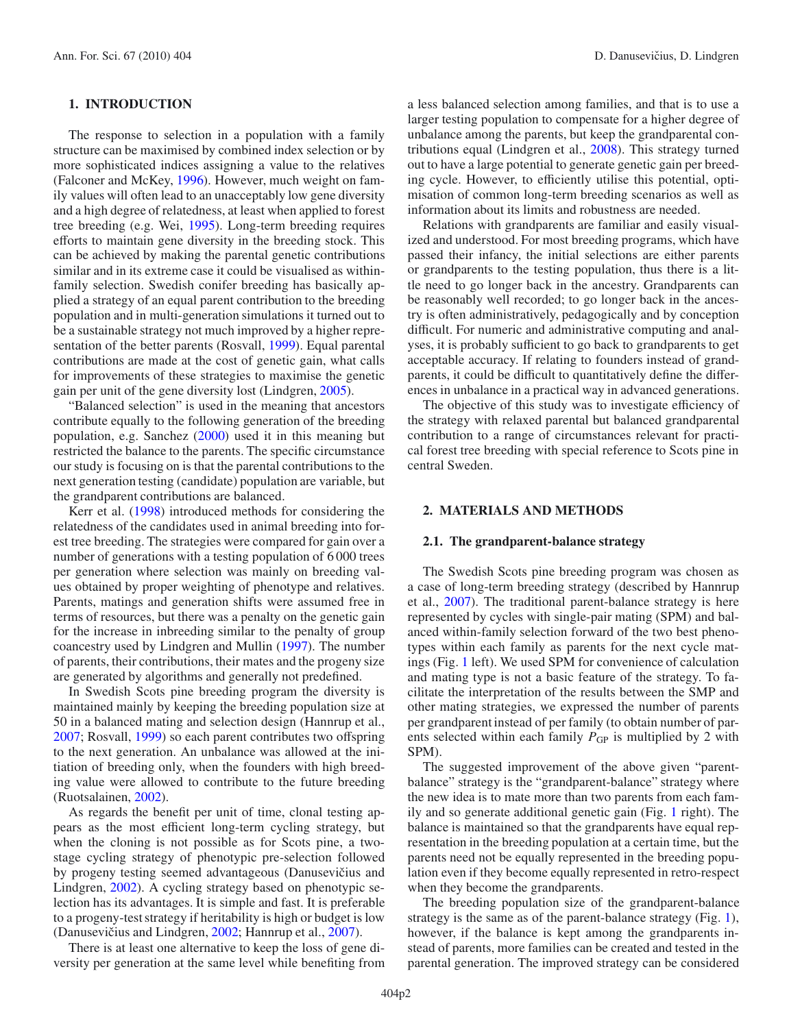## 1. INTRODUCTION

The response to selection in a population with a family structure can be maximised by combined index selection or by more sophisticated indices assigning a value to the relatives (Falconer and McKey, 1996). However, much weight on family values will often lead to an unacceptably low gene diversity and a high degree of relatedness, at least when applied to forest tree breeding (e.g. Wei, 1995). Long-term breeding requires efforts to maintain gene diversity in the breeding stock. This can be achieved by making the parental genetic contributions similar and in its extreme case it could be visualised as within-family selection. Swedish conifer breeding has basically applied a strategy of an equal parent contribution to the breeding population and in multi-generation simulations it turned out to be a sustainable strategy not much improved by a higher representation of the better parents (Rosvall, 1999). Equal parental contributions are made at the cost of genetic gain, what calls for improvements of these strategies to maximise the genetic gain per unit of the gene diversity lost (Lindgren, 2005).

"Balanced selection" is used in the meaning that ancestors contribute equally to the following generation of the breeding population, e.g. Sanchez (2000) used it in this meaning but restricted the balance to the parents. The specific circumstance our study is focusing on is that the parental contributions to the next generation testing (candidate) population are variable, but the grandparent contributions are balanced.

Kerr et al. (1998) introduced methods for considering the relatedness of the candidates used in animal breeding into forest tree breeding. The strategies were compared for gain over a number of generations with a testing population of 6 000 trees per generation where selection was mainly on breeding values obtained by proper weighting of phenotype and relatives. Parents, matings and generation shifts were assumed free in terms of resources, but there was a penalty on the genetic gain for the increase in inbreeding similar to the penalty of group coancestry used by Lindgren and Mullin (1997). The number of parents, their contributions, their mates and the progeny size are generated by algorithms and generally not predefined.

In Swedish Scots pine breeding program the diversity is maintained mainly by keeping the breeding population size at 50 in a balanced mating and selection design (Hannrup et al., 2007; Rosvall, 1999) so each parent contributes two offspring to the next generation. An unbalance was allowed at the initiation of breeding only, when the founders with high breeding value were allowed to contribute to the future breeding (Ruotsalainen, 2002).

As regards the benefit per unit of time, clonal testing appears as the most efficient long-term cycling strategy, but when the cloning is not possible as for Scots pine, a two-stage cycling strategy of phenotypic pre-selection followed by progeny testing seemed advantageous (Danusevičius and Lindgren, 2002). A cycling strategy based on phenotypic selection has its advantages. It is simple and fast. It is preferable to a progeny-test strategy if heritability is high or budget is low (Danusevičius and Lindgren, 2002; Hannrup et al., 2007).

There is at least one alternative to keep the loss of gene diversity per generation at the same level while benefiting from a less balanced selection among families, and that is to use a larger testing population to compensate for a higher degree of unbalance among the parents, but keep the grandparental contributions equal (Lindgren et al., 2008). This strategy turned out to have a large potential to generate genetic gain per breeding cycle. However, to efficiently utilise this potential, optimisation of common long-term breeding scenarios as well as information about its limits and robustness are needed.

Relations with grandparents are familiar and easily visualized and understood. For most breeding programs, which have passed their infancy, the initial selections are either parents or grandparents to the testing population, thus there is a little need to go longer back in the ancestry. Grandparents can be reasonably well recorded; to go longer back in the ancestry is often administratively, pedagogically and by conception difficult. For numeric and administrative computing and analyses, it is probably sufficient to go back to grandparents to get acceptable accuracy. If relating to founders instead of grandparents, it could be difficult to quantitatively define the differences in unbalance in a practical way in advanced generations.

The objective of this study was to investigate efficiency of the strategy with relaxed parental but balanced grandparental contribution to a range of circumstances relevant for practical forest tree breeding with special reference to Scots pine in central Sweden.

## 2. MATERIALS AND METHODS

### 2.1. The grandparent-balance strategy

The Swedish Scots pine breeding program was chosen as a case of long-term breeding strategy (described by Hannrup et al., 2007). The traditional parent-balance strategy is here represented by cycles with single-pair mating (SPM) and balanced within-family selection forward of the two best phenotypes within each family as parents for the next cycle matings (Fig. 1 left). We used SPM for convenience of calculation and mating type is not a basic feature of the strategy. To facilitate the interpretation of the results between the SMP and other mating strategies, we expressed the number of parents per grandparent instead of per family (to obtain number of parents selected within each family $P_{GP}$ is multiplied by 2 with SPM).

The suggested improvement of the above given "parent-balance" strategy is the "grandparent-balance" strategy where the new idea is to mate more than two parents from each family and so generate additional genetic gain (Fig. 1 right). The balance is maintained so that the grandparents have equal representation in the breeding population at a certain time, but the parents need not be equally represented in the breeding population even if they become equally represented in retro-respect when they become the grandparents.

The breeding population size of the grandparent-balance strategy is the same as of the parent-balance strategy (Fig. 1), however, if the balance is kept among the grandparents instead of parents, more families can be created and tested in the parental generation. The improved strategy can be considered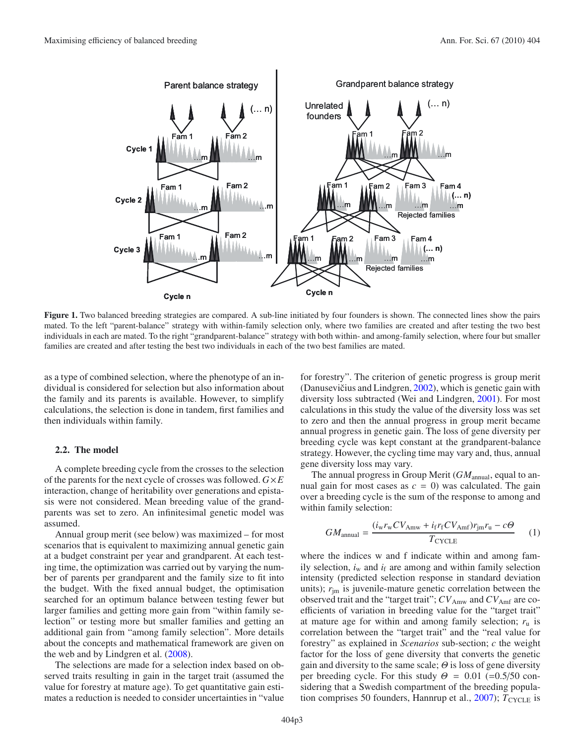**Figure 1.** Two balanced breeding strategies are compared. A sub-line initiated by four founders is shown. The connected lines show the pairs mated. To the left "parent-balance" strategy with within-family selection only, where two families are created and after testing the two best individuals in each are mated. To the right "grandparent-balance" strategy with both within- and among-family selection, where four but smaller families are created and after testing the best two individuals in each of the two best families are mated.

as a type of combined selection, where the phenotype of an individual is considered for selection but also information about the family and its parents is available. However, to simplify calculations, the selection is done in tandem, first families and then individuals within family.

### 2.2. The model

A complete breeding cycle from the crosses to the selection of the parents for the next cycle of crosses was followed. $G \times E$ interaction, change of heritability over generations and epistasis were not considered. Mean breeding value of the grandparents was set to zero. An infinitesimal genetic model was assumed.

Annual group merit (see below) was maximized – for most scenarios that is equivalent to maximizing annual genetic gain at a budget constraint per year and grandparent. At each testing time, the optimization was carried out by varying the number of parents per grandparent and the family size to fit into the budget. With the fixed annual budget, the optimisation searched for an optimum balance between testing fewer but larger families and getting more gain from "within family selection" or testing more but smaller families and getting an additional gain from "among family selection". More details about the concepts and mathematical framework are given on the web and by Lindgren et al. (2008).

The selections are made for a selection index based on observed traits resulting in gain in the target trait (assumed the value for forestry at mature age). To get quantitative gain estimates a reduction is needed to consider uncertainties in "value for forestry". The criterion of genetic progress is group merit (Danusevičius and Lindgren, 2002), which is genetic gain with diversity loss subtracted (Wei and Lindgren, 2001). For most calculations in this study the value of the diversity loss was set to zero and then the annual progress in group merit became annual progress in genetic gain. The loss of gene diversity per breeding cycle was kept constant at the grandparent-balance strategy. However, the cycling time may vary and, thus, annual gene diversity loss may vary.

The annual progress in Group Merit ($GM_{\text{annual}}$, equal to annual gain for most cases as $c = 0$) was calculated. The gain over a breeding cycle is the sum of the response to among and within family selection:

$$GM_{\text{annual}} = \frac{(i_w r_w CV_{\text{Amw}} + i_f r_f CV_{\text{Amf}}) r_{\text{jm}} r_u - c\Theta}{T_{\text{CYCLE}}} \qquad (1)$$

where the indices w and f indicate within and among family selection, $i_w$ and $i_f$ are among and within family selection intensity (predicted selection response in standard deviation units); $r_{\text{jm}}$ is juvenile-mature genetic correlation between the observed trait and the "target trait"; $CV_{\text{Amw}}$ and $CV_{\text{Amf}}$ are coefficients of variation in breeding value for the "target trait" at mature age for within and among family selection; $r_u$ is correlation between the "target trait" and the "real value for forestry" as explained in *Scenarios* sub-section; $c$ the weight factor for the loss of gene diversity that converts the genetic gain and diversity to the same scale; $\Theta$ is loss of gene diversity per breeding cycle. For this study $\Theta = 0.01$ (=0.5/50 considering that a Swedish compartment of the breeding population comprises 50 founders, Hannrup et al., 2007); $T_{\text{CYCLE}}$ is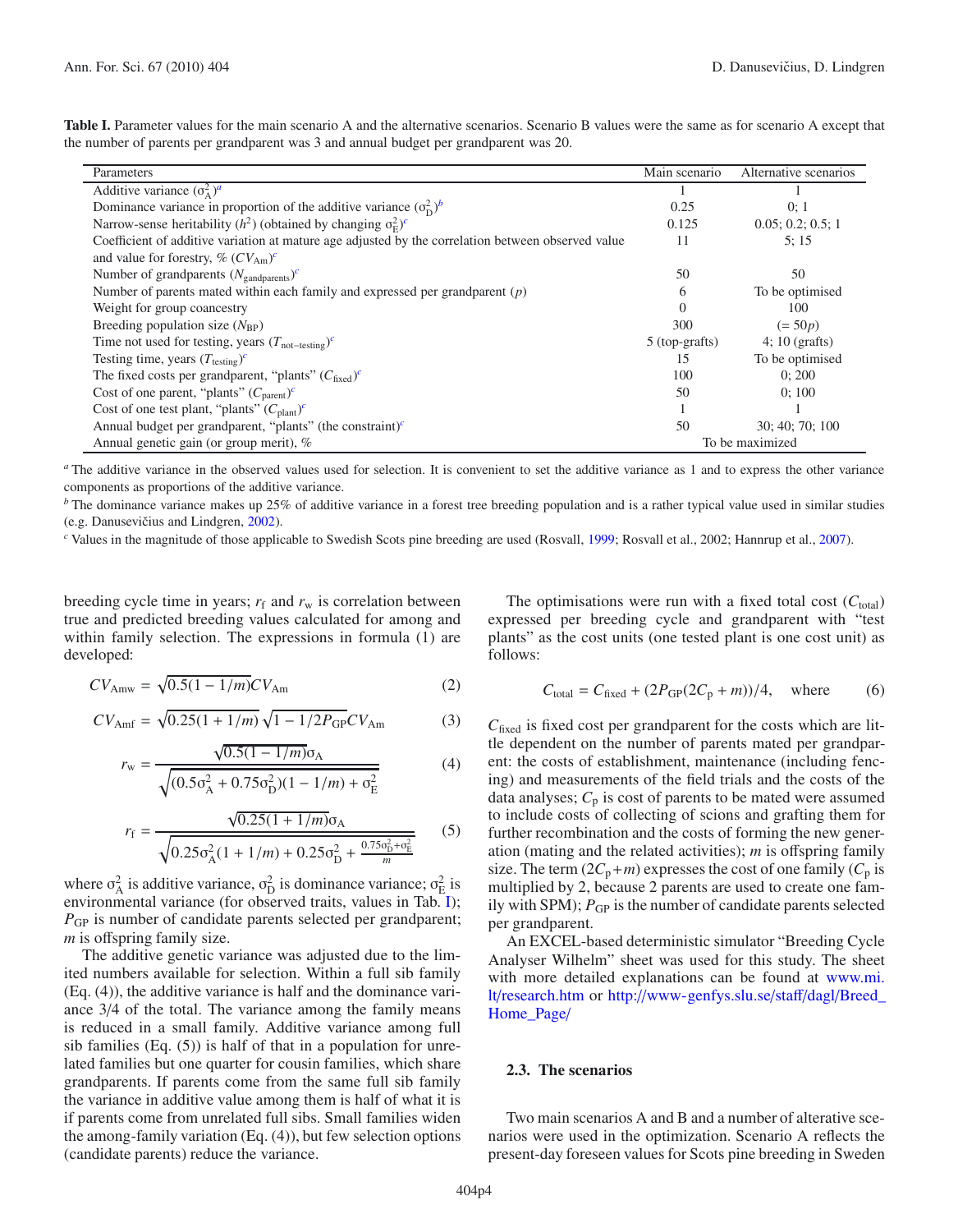**Table I.** Parameter values for the main scenario A and the alternative scenarios. Scenario B values were the same as for scenario A except that the number of parents per grandparent was 3 and annual budget per grandparent was 20.

| Parameters | Main scenario | Alternative scenarios |
|---|---|---|
| Additive variance ($\sigma_A^2$)[a] | 1 | 1 |
| Dominance variance in proportion of the additive variance ($\sigma_D^2$)[b] | 0.25 | 0; 1 |
| Narrow-sense heritability ($h^2$) (obtained by changing $\sigma_E^2$)[c] | 0.125 | 0.05; 0.2; 0.5; 1 |
| Coefficient of additive variation at mature age adjusted by the correlation between observed value and value for forestry, % ($CV_{\mathrm{Am}}$)[c] | 11 | 5; 15 |
| Number of grandparents ($N_{\mathrm{grandparents}}$)[c] | 50 | 50 |
| Number of parents mated within each family and expressed per grandparent ($p$) | 6 | To be optimised |
| Weight for group coancestry | 0 | 100 |
| Breeding population size ($N_{\mathrm{BP}}$) | 300 | ($= 50p$) |
| Time not used for testing, years ($T_{\mathrm{not\text{-}testing}}$)[c] | 5 (top-grafts) | 4; 10 (grafts) |
| Testing time, years ($T_{\mathrm{testing}}$)[c] | 15 | To be optimised |
| The fixed costs per grandparent, "plants" ($C_{\mathrm{fixed}}$)[c] | 100 | 0; 200 |
| Cost of one parent, "plants" ($C_{\mathrm{parent}}$)[c] | 50 | 0; 100 |
| Cost of one test plant, "plants" ($C_{\mathrm{plant}}$)[c] | 1 | 1 |
| Annual budget per grandparent, "plants" (the constraint)[c] | 50 | 30; 40; 70; 100 |
| Annual genetic gain (or group merit), % | To be maximized | |

[a] The additive variance in the observed values used for selection. It is convenient to set the additive variance as 1 and to express the other variance components as proportions of the additive variance.

[b] The dominance variance makes up 25% of additive variance in a forest tree breeding population and is a rather typical value used in similar studies (e.g. Danusevičius and Lindgren, 2002).

[c] Values in the magnitude of those applicable to Swedish Scots pine breeding are used (Rosvall, 1999; Rosvall et al., 2002; Hannrup et al., 2007).

breeding cycle time in years; $r_f$ and $r_w$ is correlation between true and predicted breeding values calculated for among and within family selection. The expressions in formula (1) are developed:

$$CV_{\mathrm{Amw}} = \sqrt{0.5(1-1/m)}CV_{\mathrm{Am}} \tag{2}$$

$$CV_{\mathrm{Amf}} = \sqrt{0.25(1+1/m)}\sqrt{1-1/2P_{\mathrm{GP}}}CV_{\mathrm{Am}} \tag{3}$$

$$r_w = \frac{\sqrt{0.5(1-1/m)}\sigma_A}{\sqrt{(0.5\sigma_A^2+0.75\sigma_D^2)(1-1/m)+\sigma_E^2}} \tag{4}$$

$$r_f = \frac{\sqrt{0.25(1+1/m)}\sigma_A}{\sqrt{0.25\sigma_A^2(1+1/m)+0.25\sigma_D^2+\frac{0.75\sigma_D^2+\sigma_E^2}{m}}} \tag{5}$$

where $\sigma_A^2$ is additive variance, $\sigma_D^2$ is dominance variance; $\sigma_E^2$ is environmental variance (for observed traits, values in Tab. I); $P_{\mathrm{GP}}$ is number of candidate parents selected per grandparent; $m$ is offspring family size.

The additive genetic variance was adjusted due to the limited numbers available for selection. Within a full sib family (Eq. (4)), the additive variance is half and the dominance variance 3/4 of the total. The variance among the family means is reduced in a small family. Additive variance among full sib families (Eq. (5)) is half of that in a population for unrelated families but one quarter for cousin families, which share grandparents. If parents come from the same full sib family the variance in additive value among them is half of what it is if parents come from unrelated full sibs. Small families widen the among-family variation (Eq. (4)), but few selection options (candidate parents) reduce the variance.

The optimisations were run with a fixed total cost ($C_{\mathrm{total}}$) expressed per breeding cycle and grandparent with "test plants" as the cost units (one tested plant is one cost unit) as follows:

$$C_{\mathrm{total}} = C_{\mathrm{fixed}} + (2P_{\mathrm{GP}}(2C_p+m))/4, \quad \text{where} \tag{6}$$

$C_{\mathrm{fixed}}$ is fixed cost per grandparent for the costs which are little dependent on the number of parents mated per grandparent: the costs of establishment, maintenance (including fencing) and measurements of the field trials and the costs of the data analyses; $C_p$ is cost of parents to be mated were assumed to include costs of collecting of scions and grafting them for further recombination and the costs of forming the new generation (mating and the related activities); $m$ is offspring family size. The term $(2C_p+m)$ expresses the cost of one family ($C_p$ is multiplied by 2, because 2 parents are used to create one family with SPM); $P_{\mathrm{GP}}$ is the number of candidate parents selected per grandparent.

An EXCEL-based deterministic simulator "Breeding Cycle Analyser Wilhelm" sheet was used for this study. The sheet with more detailed explanations can be found at www.mi.lt/research.htm or http://www-genfys.slu.se/staff/dagl/Breed_Home_Page/

### 2.3. The scenarios

Two main scenarios A and B and a number of alterative scenarios were used in the optimization. Scenario A reflects the present-day foreseen values for Scots pine breeding in Sweden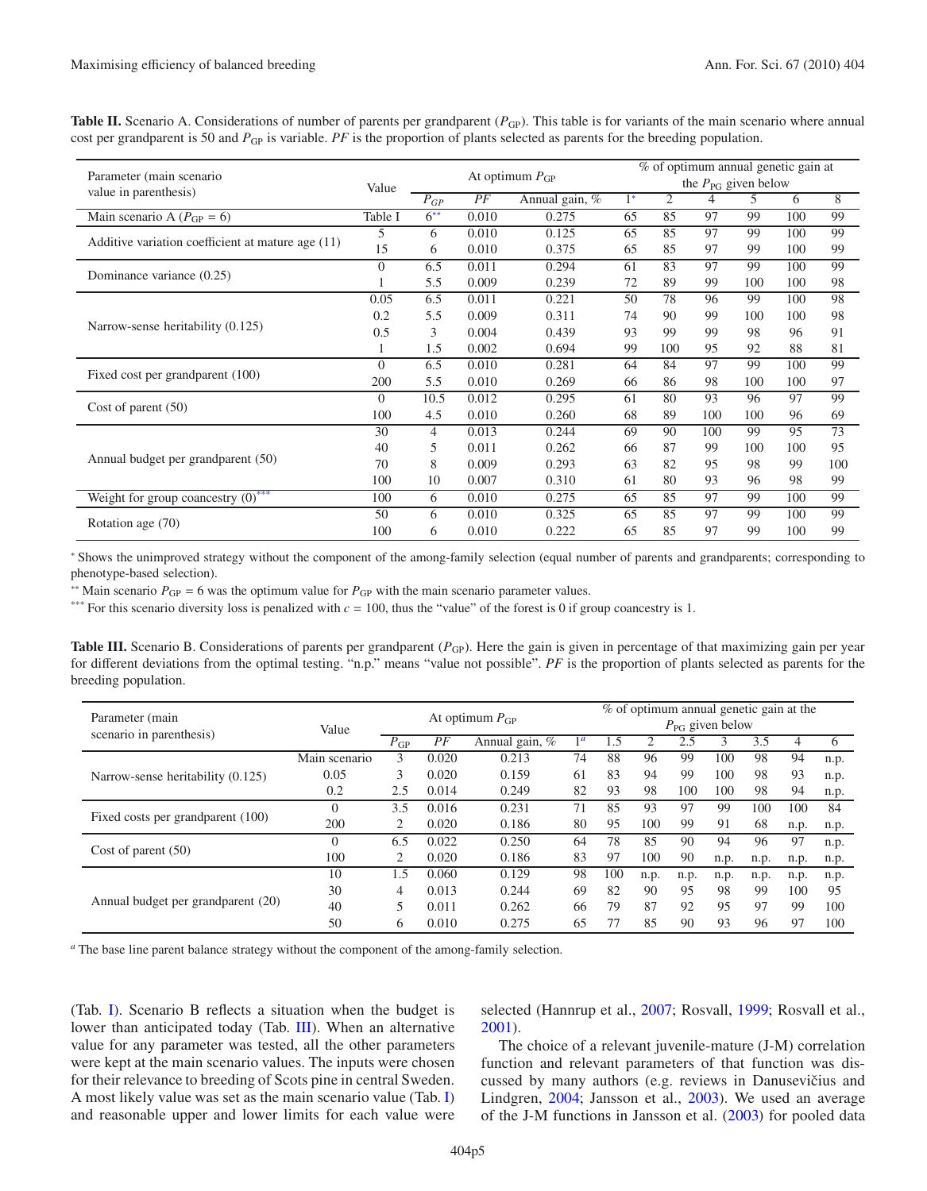**Table II.** Scenario A. Considerations of number of parents per grandparent ($P_{GP}$). This table is for variants of the main scenario where annual cost per grandparent is 50 and $P_{GP}$ is variable. *PF* is the proportion of plants selected as parents for the breeding population.

| Parameter (main scenario value in parenthesis) | Value | At optimum $P_{GP}$ | | | % of optimum annual genetic gain at the $P_{PG}$ given below | | | | | |
|---|---|---|---|---|---|---|---|---|---|---|
| | | $P_{GP}$ | *PF* | Annual gain, % | 1* | 2 | 4 | 5 | 6 | 8 |
| Main scenario A ($P_{GP}$ = 6) | Table I | 6** | 0.010 | 0.275 | 65 | 85 | 97 | 99 | 100 | 99 |
| Additive variation coefficient at mature age (11) | 5 | 6 | 0.010 | 0.125 | 65 | 85 | 97 | 99 | 100 | 99 |
| | 15 | 6 | 0.010 | 0.375 | 65 | 85 | 97 | 99 | 100 | 99 |
| Dominance variance (0.25) | 0 | 6.5 | 0.011 | 0.294 | 61 | 83 | 97 | 99 | 100 | 99 |
| | 1 | 5.5 | 0.009 | 0.239 | 72 | 89 | 99 | 100 | 100 | 98 |
| Narrow-sense heritability (0.125) | 0.05 | 6.5 | 0.011 | 0.221 | 50 | 78 | 96 | 99 | 100 | 98 |
| | 0.2 | 5.5 | 0.009 | 0.311 | 74 | 90 | 99 | 100 | 100 | 98 |
| | 0.5 | 3 | 0.004 | 0.439 | 93 | 99 | 99 | 98 | 96 | 91 |
| | 1 | 1.5 | 0.002 | 0.694 | 99 | 100 | 95 | 92 | 88 | 81 |
| Fixed cost per grandparent (100) | 0 | 6.5 | 0.010 | 0.281 | 64 | 84 | 97 | 99 | 100 | 99 |
| | 200 | 5.5 | 0.010 | 0.269 | 66 | 86 | 98 | 100 | 100 | 97 |
| Cost of parent (50) | 0 | 10.5 | 0.012 | 0.295 | 61 | 80 | 93 | 96 | 97 | 99 |
| | 100 | 4.5 | 0.010 | 0.260 | 68 | 89 | 100 | 100 | 96 | 69 |
| Annual budget per grandparent (50) | 30 | 4 | 0.013 | 0.244 | 69 | 90 | 100 | 99 | 95 | 73 |
| | 40 | 5 | 0.011 | 0.262 | 66 | 87 | 99 | 100 | 100 | 95 |
| | 70 | 8 | 0.009 | 0.293 | 63 | 82 | 95 | 98 | 99 | 100 |
| | 100 | 10 | 0.007 | 0.310 | 61 | 80 | 93 | 96 | 98 | 99 |
| Weight for group coancestry (0)*** | 100 | 6 | 0.010 | 0.275 | 65 | 85 | 97 | 99 | 100 | 99 |
| Rotation age (70) | 50 | 6 | 0.010 | 0.325 | 65 | 85 | 97 | 99 | 100 | 99 |
| | 100 | 6 | 0.010 | 0.222 | 65 | 85 | 97 | 99 | 100 | 99 |

\* Shows the unimproved strategy without the component of the among-family selection (equal number of parents and grandparents; corresponding to phenotype-based selection).

\*\* Main scenario $P_{GP}$ = 6 was the optimum value for $P_{GP}$ with the main scenario parameter values.

\*\*\* For this scenario diversity loss is penalized with $c$ = 100, thus the "value" of the forest is 0 if group coancestry is 1.

**Table III.** Scenario B. Considerations of parents per grandparent ($P_{GP}$). Here the gain is given in percentage of that maximizing gain per year for different deviations from the optimal testing. "n.p." means "value not possible". *PF* is the proportion of plants selected as parents for the breeding population.

| Parameter (main scenario in parenthesis) | Value | At optimum $P_{GP}$ | | | % of optimum annual genetic gain at the $P_{PG}$ given below | | | | | | | |
|---|---|---|---|---|---|---|---|---|---|---|---|---|
| | | $P_{GP}$ | *PF* | Annual gain, % | 1[a] | 1.5 | 2 | 2.5 | 3 | 3.5 | 4 | 6 |
| Narrow-sense heritability (0.125) | Main scenario | 3 | 0.020 | 0.213 | 74 | 88 | 96 | 99 | 100 | 98 | 94 | n.p. |
| | 0.05 | 3 | 0.020 | 0.159 | 61 | 83 | 94 | 99 | 100 | 98 | 93 | n.p. |
| | 0.2 | 2.5 | 0.014 | 0.249 | 82 | 93 | 98 | 100 | 100 | 98 | 94 | n.p. |
| Fixed costs per grandparent (100) | 0 | 3.5 | 0.016 | 0.231 | 71 | 85 | 93 | 97 | 99 | 100 | 100 | 84 |
| | 200 | 2 | 0.020 | 0.186 | 80 | 95 | 100 | 99 | 91 | 68 | n.p. | n.p. |
| Cost of parent (50) | 0 | 6.5 | 0.022 | 0.250 | 64 | 78 | 85 | 90 | 94 | 96 | 97 | n.p. |
| | 100 | 2 | 0.020 | 0.186 | 83 | 97 | 100 | 90 | n.p. | n.p. | n.p. | n.p. |
| Annual budget per grandparent (20) | 10 | 1.5 | 0.060 | 0.129 | 98 | 100 | n.p. | n.p. | n.p. | n.p. | n.p. | n.p. |
| | 30 | 4 | 0.013 | 0.244 | 69 | 82 | 90 | 95 | 98 | 99 | 100 | 95 |
| | 40 | 5 | 0.011 | 0.262 | 66 | 79 | 87 | 92 | 95 | 97 | 99 | 100 |
| | 50 | 6 | 0.010 | 0.275 | 65 | 77 | 85 | 90 | 93 | 96 | 97 | 100 |

[a] The base line parent balance strategy without the component of the among-family selection.

(Tab. I). Scenario B reflects a situation when the budget is lower than anticipated today (Tab. III). When an alternative value for any parameter was tested, all the other parameters were kept at the main scenario values. The inputs were chosen for their relevance to breeding of Scots pine in central Sweden. A most likely value was set as the main scenario value (Tab. I) and reasonable upper and lower limits for each value were selected (Hannrup et al., 2007; Rosvall, 1999; Rosvall et al., 2001).

The choice of a relevant juvenile-mature (J-M) correlation function and relevant parameters of that function was discussed by many authors (e.g. reviews in Danusevičius and Lindgren, 2004; Jansson et al., 2003). We used an average of the J-M functions in Jansson et al. (2003) for pooled data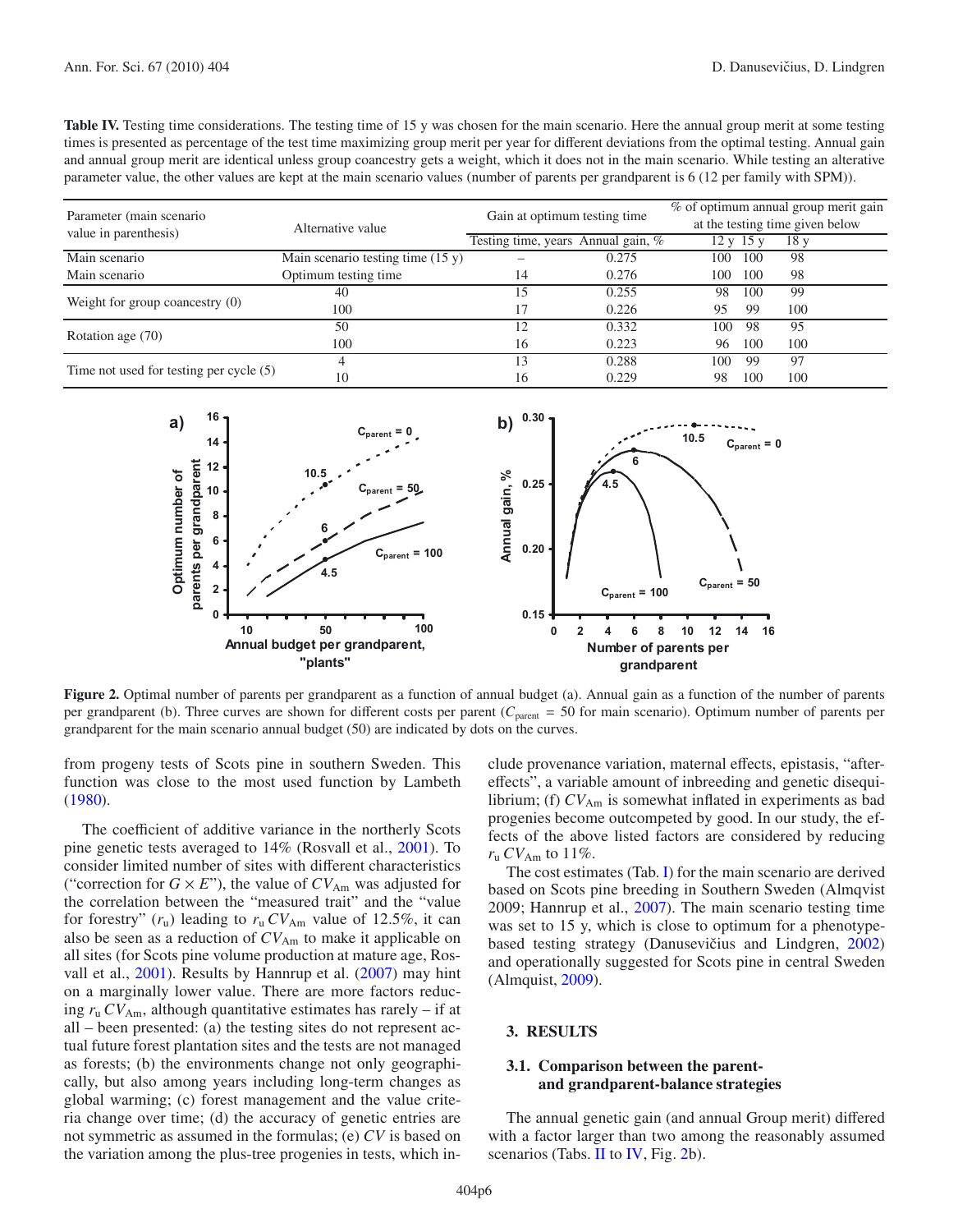**Table IV.** Testing time considerations. The testing time of 15 y was chosen for the main scenario. Here the annual group merit at some testing times is presented as percentage of the test time maximizing group merit per year for different deviations from the optimal testing. Annual gain and annual group merit are identical unless group coancestry gets a weight, which it does not in the main scenario. While testing an alterative parameter value, the other values are kept at the main scenario values (number of parents per grandparent is 6 (12 per family with SPM)).

| Parameter (main scenario value in parenthesis) | Alternative value | Gain at optimum testing time | | % of optimum annual group merit gain at the testing time given below | | |
|---|---|---|---|---|---|---|
| | | Testing time, years | Annual gain, % | 12 y | 15 y | 18 y |
| Main scenario | Main scenario testing time (15 y) | – | 0.275 | 100 | 100 | 98 |
| Main scenario | Optimum testing time | 14 | 0.276 | 100 | 100 | 98 |
| Weight for group coancestry (0) | 40 | 15 | 0.255 | 98 | 100 | 99 |
| | 100 | 17 | 0.226 | 95 | 99 | 100 |
| Rotation age (70) | 50 | 12 | 0.332 | 100 | 98 | 95 |
| | 100 | 16 | 0.223 | 96 | 100 | 100 |
| Time not used for testing per cycle (5) | 4 | 13 | 0.288 | 100 | 99 | 97 |
| | 10 | 16 | 0.229 | 98 | 100 | 100 |

**Figure 2.** Optimal number of parents per grandparent as a function of annual budget (a). Annual gain as a function of the number of parents per grandparent (b). Three curves are shown for different costs per parent ($C_{parent}$ = 50 for main scenario). Optimum number of parents per grandparent for the main scenario annual budget (50) are indicated by dots on the curves.

from progeny tests of Scots pine in southern Sweden. This function was close to the most used function by Lambeth (1980).

The coefficient of additive variance in the northerly Scots pine genetic tests averaged to 14% (Rosvall et al., 2001). To consider limited number of sites with different characteristics ("correction for $G \times E$"), the value of $CV_{Am}$ was adjusted for the correlation between the "measured trait" and the "value for forestry" ($r_u$) leading to $r_u CV_{Am}$ value of 12.5%, it can also be seen as a reduction of $CV_{Am}$ to make it applicable on all sites (for Scots pine volume production at mature age, Rosvall et al., 2001). Results by Hannrup et al. (2007) may hint on a marginally lower value. There are more factors reducing $r_u CV_{Am}$, although quantitative estimates has rarely – if at all – been presented: (a) the testing sites do not represent actual future forest plantation sites and the tests are not managed as forests; (b) the environments change not only geographically, but also among years including long-term changes as global warming; (c) forest management and the value criteria change over time; (d) the accuracy of genetic entries are not symmetric as assumed in the formulas; (e) $CV$ is based on the variation among the plus-tree progenies in tests, which include provenance variation, maternal effects, epistasis, "after-effects", a variable amount of inbreeding and genetic disequilibrium; (f) $CV_{Am}$ is somewhat inflated in experiments as bad progenies become outcompeted by good. In our study, the effects of the above listed factors are considered by reducing $r_u CV_{Am}$ to 11%.

The cost estimates (Tab. I) for the main scenario are derived based on Scots pine breeding in Southern Sweden (Almqvist 2009; Hannrup et al., 2007). The main scenario testing time was set to 15 y, which is close to optimum for a phenotype-based testing strategy (Danusevičius and Lindgren, 2002) and operationally suggested for Scots pine in central Sweden (Almquist, 2009).

## 3. RESULTS

### 3.1. Comparison between the parent- and grandparent-balance strategies

The annual genetic gain (and annual Group merit) differed with a factor larger than two among the reasonably assumed scenarios (Tabs. II to IV, Fig. 2b).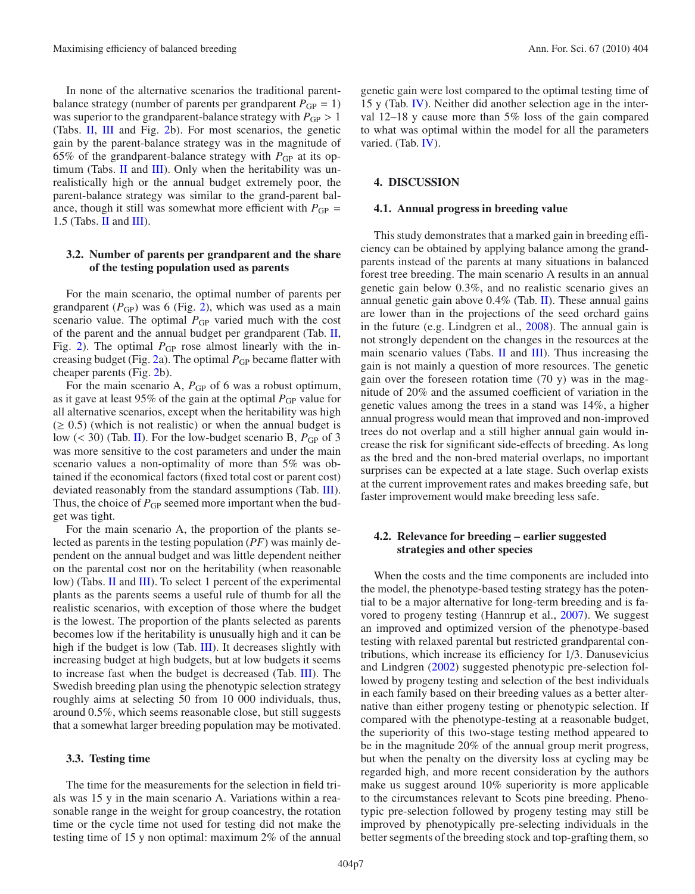In none of the alternative scenarios the traditional parent-balance strategy (number of parents per grandparent $P_{GP} = 1$) was superior to the grandparent-balance strategy with $P_{GP} > 1$ (Tabs. II, III and Fig. 2b). For most scenarios, the genetic gain by the parent-balance strategy was in the magnitude of 65% of the grandparent-balance strategy with $P_{GP}$ at its optimum (Tabs. II and III). Only when the heritability was unrealistically high or the annual budget extremely poor, the parent-balance strategy was similar to the grand-parent balance, though it still was somewhat more efficient with $P_{GP} = 1.5$ (Tabs. II and III).

### 3.2. Number of parents per grandparent and the share of the testing population used as parents

For the main scenario, the optimal number of parents per grandparent ($P_{GP}$) was 6 (Fig. 2), which was used as a main scenario value. The optimal $P_{GP}$ varied much with the cost of the parent and the annual budget per grandparent (Tab. II, Fig. 2). The optimal $P_{GP}$ rose almost linearly with the increasing budget (Fig. 2a). The optimal $P_{GP}$ became flatter with cheaper parents (Fig. 2b).

For the main scenario A, $P_{GP}$ of 6 was a robust optimum, as it gave at least 95% of the gain at the optimal $P_{GP}$ value for all alternative scenarios, except when the heritability was high ($\geq 0.5$) (which is not realistic) or when the annual budget is low ($< 30$) (Tab. II). For the low-budget scenario B, $P_{GP}$ of 3 was more sensitive to the cost parameters and under the main scenario values a non-optimality of more than 5% was obtained if the economical factors (fixed total cost or parent cost) deviated reasonably from the standard assumptions (Tab. III). Thus, the choice of $P_{GP}$ seemed more important when the budget was tight.

For the main scenario A, the proportion of the plants selected as parents in the testing population (*PF*) was mainly dependent on the annual budget and was little dependent neither on the parental cost nor on the heritability (when reasonable low) (Tabs. II and III). To select 1 percent of the experimental plants as the parents seems a useful rule of thumb for all the realistic scenarios, with exception of those where the budget is the lowest. The proportion of the plants selected as parents becomes low if the heritability is unusually high and it can be high if the budget is low (Tab. III). It decreases slightly with increasing budget at high budgets, but at low budgets it seems to increase fast when the budget is decreased (Tab. III). The Swedish breeding plan using the phenotypic selection strategy roughly aims at selecting 50 from 10 000 individuals, thus, around 0.5%, which seems reasonable close, but still suggests that a somewhat larger breeding population may be motivated.

### 3.3. Testing time

The time for the measurements for the selection in field trials was 15 y in the main scenario A. Variations within a reasonable range in the weight for group coancestry, the rotation time or the cycle time not used for testing did not make the testing time of 15 y non optimal: maximum 2% of the annual genetic gain were lost compared to the optimal testing time of 15 y (Tab. IV). Neither did another selection age in the interval 12–18 y cause more than 5% loss of the gain compared to what was optimal within the model for all the parameters varied. (Tab. IV).

## 4. DISCUSSION

### 4.1. Annual progress in breeding value

This study demonstrates that a marked gain in breeding efficiency can be obtained by applying balance among the grandparents instead of the parents at many situations in balanced forest tree breeding. The main scenario A results in an annual genetic gain below 0.3%, and no realistic scenario gives an annual genetic gain above 0.4% (Tab. II). These annual gains are lower than in the projections of the seed orchard gains in the future (e.g. Lindgren et al., 2008). The annual gain is not strongly dependent on the changes in the resources at the main scenario values (Tabs. II and III). Thus increasing the gain is not mainly a question of more resources. The genetic gain over the foreseen rotation time (70 y) was in the magnitude of 20% and the assumed coefficient of variation in the genetic values among the trees in a stand was 14%, a higher annual progress would mean that improved and non-improved trees do not overlap and a still higher annual gain would increase the risk for significant side-effects of breeding. As long as the bred and the non-bred material overlaps, no important surprises can be expected at a late stage. Such overlap exists at the current improvement rates and makes breeding safe, but faster improvement would make breeding less safe.

### 4.2. Relevance for breeding – earlier suggested strategies and other species

When the costs and the time components are included into the model, the phenotype-based testing strategy has the potential to be a major alternative for long-term breeding and is favored to progeny testing (Hannrup et al., 2007). We suggest an improved and optimized version of the phenotype-based testing with relaxed parental but restricted grandparental contributions, which increase its efficiency for 1/3. Danusevicius and Lindgren (2002) suggested phenotypic pre-selection followed by progeny testing and selection of the best individuals in each family based on their breeding values as a better alternative than either progeny testing or phenotypic selection. If compared with the phenotype-testing at a reasonable budget, the superiority of this two-stage testing method appeared to be in the magnitude 20% of the annual group merit progress, but when the penalty on the diversity loss at cycling may be regarded high, and more recent consideration by the authors make us suggest around 10% superiority is more applicable to the circumstances relevant to Scots pine breeding. Phenotypic pre-selection followed by progeny testing may still be improved by phenotypically pre-selecting individuals in the better segments of the breeding stock and top-grafting them, so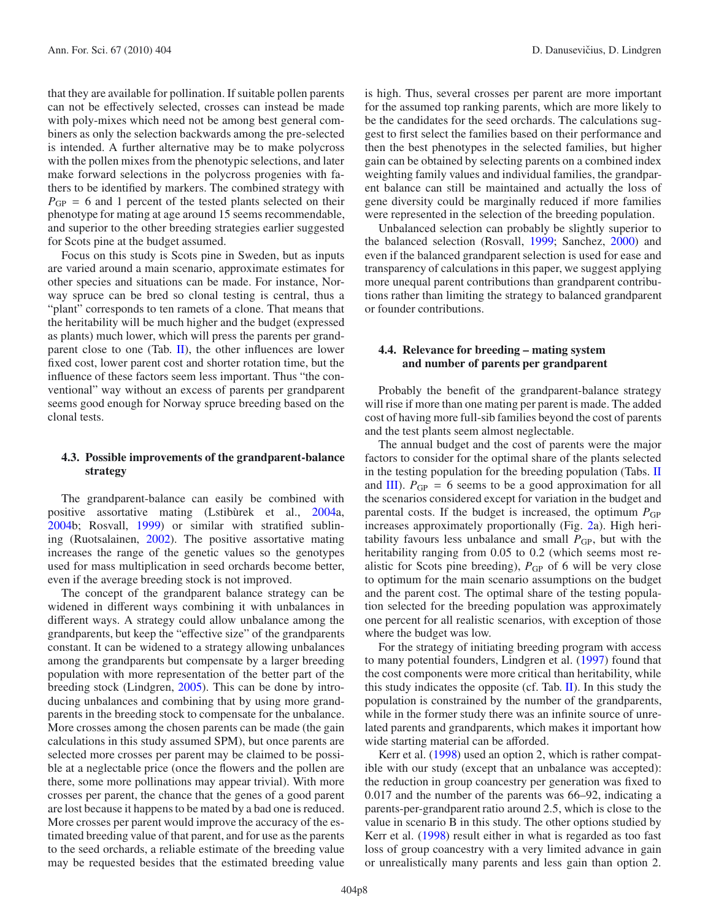that they are available for pollination. If suitable pollen parents can not be effectively selected, crosses can instead be made with poly-mixes which need not be among best general combiners as only the selection backwards among the pre-selected is intended. A further alternative may be to make polycross with the pollen mixes from the phenotypic selections, and later make forward selections in the polycross progenies with fathers to be identified by markers. The combined strategy with $P_{GP} = 6$ and 1 percent of the tested plants selected on their phenotype for mating at age around 15 seems recommendable, and superior to the other breeding strategies earlier suggested for Scots pine at the budget assumed.

Focus on this study is Scots pine in Sweden, but as inputs are varied around a main scenario, approximate estimates for other species and situations can be made. For instance, Norway spruce can be bred so clonal testing is central, thus a "plant" corresponds to ten ramets of a clone. That means that the heritability will be much higher and the budget (expressed as plants) much lower, which will press the parents per grandparent close to one (Tab. II), the other influences are lower fixed cost, lower parent cost and shorter rotation time, but the influence of these factors seem less important. Thus "the conventional" way without an excess of parents per grandparent seems good enough for Norway spruce breeding based on the clonal tests.

### 4.3. Possible improvements of the grandparent-balance strategy

The grandparent-balance can easily be combined with positive assortative mating (Lstibùrek et al., 2004a, 2004b; Rosvall, 1999) or similar with stratified sublining (Ruotsalainen, 2002). The positive assortative mating increases the range of the genetic values so the genotypes used for mass multiplication in seed orchards become better, even if the average breeding stock is not improved.

The concept of the grandparent balance strategy can be widened in different ways combining it with unbalances in different ways. A strategy could allow unbalance among the grandparents, but keep the "effective size" of the grandparents constant. It can be widened to a strategy allowing unbalances among the grandparents but compensate by a larger breeding population with more representation of the better part of the breeding stock (Lindgren, 2005). This can be done by introducing unbalances and combining that by using more grandparents in the breeding stock to compensate for the unbalance. More crosses among the chosen parents can be made (the gain calculations in this study assumed SPM), but once parents are selected more crosses per parent may be claimed to be possible at a neglectable price (once the flowers and the pollen are there, some more pollinations may appear trivial). With more crosses per parent, the chance that the genes of a good parent are lost because it happens to be mated by a bad one is reduced. More crosses per parent would improve the accuracy of the estimated breeding value of that parent, and for use as the parents to the seed orchards, a reliable estimate of the breeding value may be requested besides that the estimated breeding value is high. Thus, several crosses per parent are more important for the assumed top ranking parents, which are more likely to be the candidates for the seed orchards. The calculations suggest to first select the families based on their performance and then the best phenotypes in the selected families, but higher gain can be obtained by selecting parents on a combined index weighting family values and individual families, the grandparent balance can still be maintained and actually the loss of gene diversity could be marginally reduced if more families were represented in the selection of the breeding population.

Unbalanced selection can probably be slightly superior to the balanced selection (Rosvall, 1999; Sanchez, 2000) and even if the balanced grandparent selection is used for ease and transparency of calculations in this paper, we suggest applying more unequal parent contributions than grandparent contributions rather than limiting the strategy to balanced grandparent or founder contributions.

### 4.4. Relevance for breeding – mating system and number of parents per grandparent

Probably the benefit of the grandparent-balance strategy will rise if more than one mating per parent is made. The added cost of having more full-sib families beyond the cost of parents and the test plants seem almost neglectable.

The annual budget and the cost of parents were the major factors to consider for the optimal share of the plants selected in the testing population for the breeding population (Tabs. II and III). $P_{GP} = 6$ seems to be a good approximation for all the scenarios considered except for variation in the budget and parental costs. If the budget is increased, the optimum $P_{GP}$ increases approximately proportionally (Fig. 2a). High heritability favours less unbalance and small $P_{GP}$, but with the heritability ranging from 0.05 to 0.2 (which seems most realistic for Scots pine breeding), $P_{GP}$ of 6 will be very close to optimum for the main scenario assumptions on the budget and the parent cost. The optimal share of the testing population selected for the breeding population was approximately one percent for all realistic scenarios, with exception of those where the budget was low.

For the strategy of initiating breeding program with access to many potential founders, Lindgren et al. (1997) found that the cost components were more critical than heritability, while this study indicates the opposite (cf. Tab. II). In this study the population is constrained by the number of the grandparents, while in the former study there was an infinite source of unrelated parents and grandparents, which makes it important how wide starting material can be afforded.

Kerr et al. (1998) used an option 2, which is rather compatible with our study (except that an unbalance was accepted): the reduction in group coancestry per generation was fixed to 0.017 and the number of the parents was 66–92, indicating a parents-per-grandparent ratio around 2.5, which is close to the value in scenario B in this study. The other options studied by Kerr et al. (1998) result either in what is regarded as too fast loss of group coancestry with a very limited advance in gain or unrealistically many parents and less gain than option 2.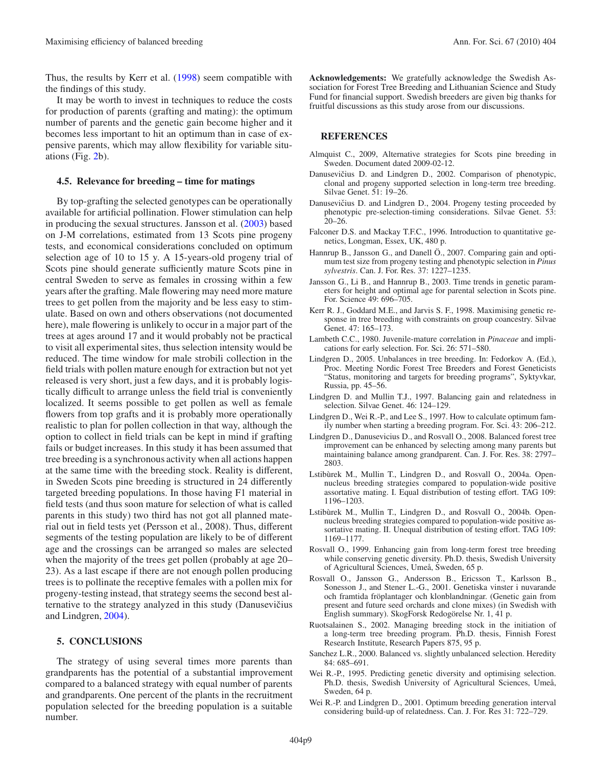Thus, the results by Kerr et al. (1998) seem compatible with the findings of this study.

It may be worth to invest in techniques to reduce the costs for production of parents (grafting and mating): the optimum number of parents and the genetic gain become higher and it becomes less important to hit an optimum than in case of expensive parents, which may allow flexibility for variable situations (Fig. 2b).

### 4.5. Relevance for breeding – time for matings

By top-grafting the selected genotypes can be operationally available for artificial pollination. Flower stimulation can help in producing the sexual structures. Jansson et al. (2003) based on J-M correlations, estimated from 13 Scots pine progeny tests, and economical considerations concluded on optimum selection age of 10 to 15 y. A 15-years-old progeny trial of Scots pine should generate sufficiently mature Scots pine in central Sweden to serve as females in crossing within a few years after the grafting. Male flowering may need more mature trees to get pollen from the majority and be less easy to stimulate. Based on own and others observations (not documented here), male flowering is unlikely to occur in a major part of the trees at ages around 17 and it would probably not be practical to visit all experimental sites, thus selection intensity would be reduced. The time window for male strobili collection in the field trials with pollen mature enough for extraction but not yet released is very short, just a few days, and it is probably logistically difficult to arrange unless the field trial is conveniently localized. It seems possible to get pollen as well as female flowers from top grafts and it is probably more operationally realistic to plan for pollen collection in that way, although the option to collect in field trials can be kept in mind if grafting fails or budget increases. In this study it has been assumed that tree breeding is a synchronous activity when all actions happen at the same time with the breeding stock. Reality is different, in Sweden Scots pine breeding is structured in 24 differently targeted breeding populations. In those having F1 material in field tests (and thus soon mature for selection of what is called parents in this study) two third has not got all planned material out in field tests yet (Persson et al., 2008). Thus, different segments of the testing population are likely to be of different age and the crossings can be arranged so males are selected when the majority of the trees get pollen (probably at age 20–23). As a last escape if there are not enough pollen producing trees is to pollinate the receptive females with a pollen mix for progeny-testing instead, that strategy seems the second best alternative to the strategy analyzed in this study (Danusevičius and Lindgren, 2004).

## 5. CONCLUSIONS

The strategy of using several times more parents than grandparents has the potential of a substantial improvement compared to a balanced strategy with equal number of parents and grandparents. One percent of the plants in the recruitment population selected for the breeding population is a suitable number.

**Acknowledgements:** We gratefully acknowledge the Swedish Association for Forest Tree Breeding and Lithuanian Science and Study Fund for financial support. Swedish breeders are given big thanks for fruitful discussions as this study arose from our discussions.

## REFERENCES

Almquist C., 2009, Alternative strategies for Scots pine breeding in Sweden. Document dated 2009-02-12.

Danusevičius D. and Lindgren D., 2002. Comparison of phenotypic, clonal and progeny supported selection in long-term tree breeding. Silvae Genet. 51: 19–26.

Danusevičius D. and Lindgren D., 2004. Progeny testing proceeded by phenotypic pre-selection-timing considerations. Silvae Genet. 53: 20–26.

Falconer D.S. and Mackay T.F.C., 1996. Introduction to quantitative genetics, Longman, Essex, UK, 480 p.

Hannrup B., Jansson G., and Danell Ö., 2007. Comparing gain and optimum test size from progeny testing and phenotypic selection in *Pinus sylvestris*. Can. J. For. Res. 37: 1227–1235.

Jansson G., Li B., and Hannrup B., 2003. Time trends in genetic parameters for height and optimal age for parental selection in Scots pine. For. Science 49: 696–705.

Kerr R. J., Goddard M.E., and Jarvis S. F., 1998. Maximising genetic response in tree breeding with constraints on group coancestry. Silvae Genet. 47: 165–173.

Lambeth C.C., 1980. Juvenile-mature correlation in *Pinaceae* and implications for early selection. For. Sci. 26: 571–580.

Lindgren D., 2005. Unbalances in tree breeding. In: Fedorkov A. (Ed.), Proc. Meeting Nordic Forest Tree Breeders and Forest Geneticists "Status, monitoring and targets for breeding programs", Syktyvkar, Russia, pp. 45–56.

Lindgren D. and Mullin T.J., 1997. Balancing gain and relatedness in selection. Silvae Genet. 46: 124–129.

Lindgren D., Wei R.-P., and Lee S., 1997. How to calculate optimum family number when starting a breeding program. For. Sci. 43: 206–212.

Lindgren D., Danusevicius D., and Rosvall O., 2008. Balanced forest tree improvement can be enhanced by selecting among many parents but maintaining balance among grandparent. Can. J. For. Res. 38: 2797–2803.

Lstibùrek M., Mullin T., Lindgren D., and Rosvall O., 2004a. Open-nucleus breeding strategies compared to population-wide positive assortative mating. I. Equal distribution of testing effort. TAG 109: 1196–1203.

Lstibùrek M., Mullin T., Lindgren D., and Rosvall O., 2004b. Open-nucleus breeding strategies compared to population-wide positive assortative mating. II. Unequal distribution of testing effort. TAG 109: 1169–1177.

Rosvall O., 1999. Enhancing gain from long-term forest tree breeding while conserving genetic diversity. Ph.D. thesis, Swedish University of Agricultural Sciences, Umeå, Sweden, 65 p.

Rosvall O., Jansson G., Andersson B., Ericsson T., Karlsson B., Sonesson J., and Stener L.-G., 2001. Genetiska vinster i nuvarande och framtida fröplantager och klonblandningar. (Genetic gain from present and future seed orchards and clone mixes) (in Swedish with English summary). SkogForsk Redogörelse Nr. 1, 41 p.

Ruotsalainen S., 2002. Managing breeding stock in the initiation of a long-term tree breeding program. Ph.D. thesis, Finnish Forest Research Institute, Research Papers 875, 95 p.

Sanchez L.R., 2000. Balanced vs. slightly unbalanced selection. Heredity 84: 685–691.

Wei R.-P., 1995. Predicting genetic diversity and optimising selection. Ph.D. thesis, Swedish University of Agricultural Sciences, Umeå, Sweden, 64 p.

Wei R.-P. and Lindgren D., 2001. Optimum breeding generation interval considering build-up of relatedness. Can. J. For. Res 31: 722–729.